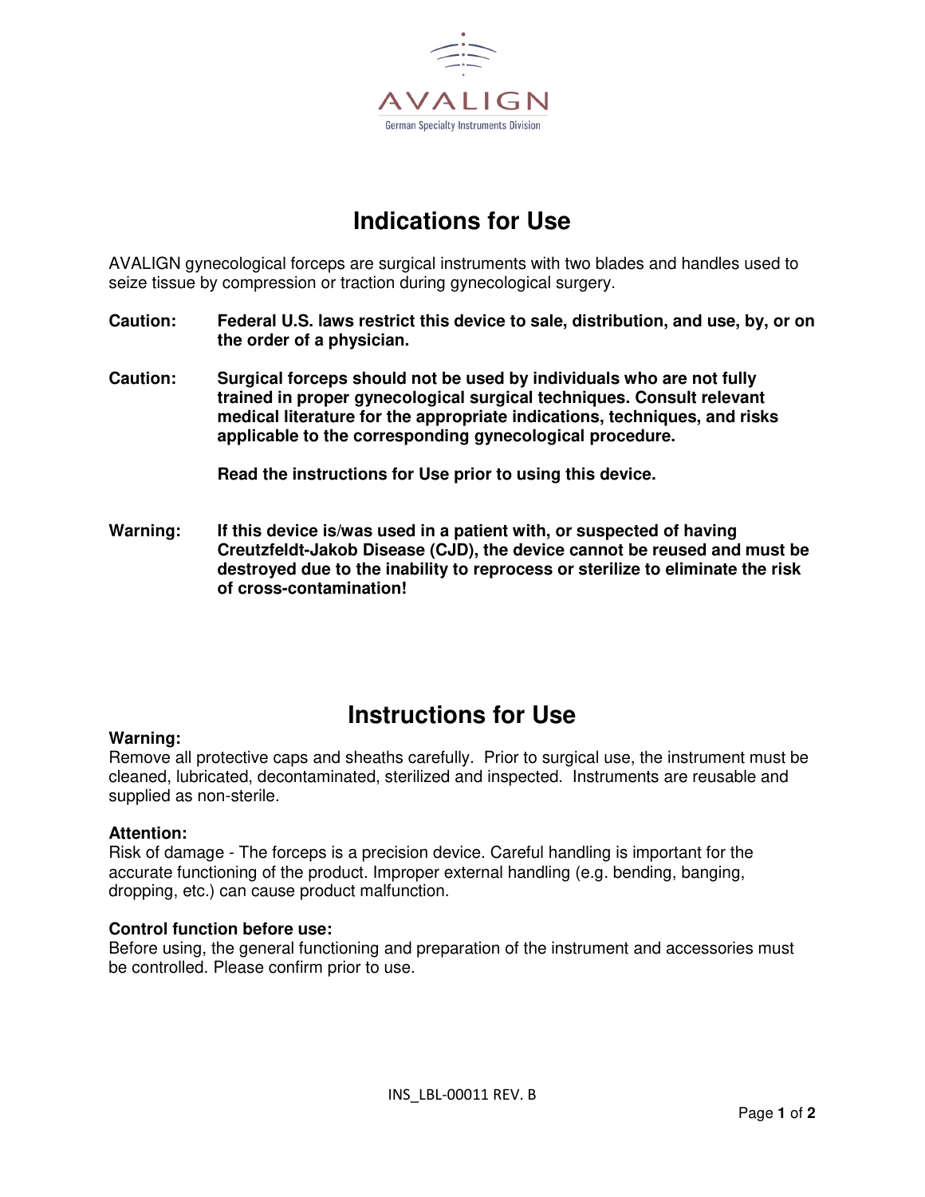AVALIGN

German Specialty Instruments Division

# Indications for Use

AVALIGN gynecological forceps are surgical instruments with two blades and handles used to seize tissue by compression or traction during gynecological surgery.

**Caution:** **Federal U.S. laws restrict this device to sale, distribution, and use, by, or on the order of a physician.**

**Caution:** **Surgical forceps should not be used by individuals who are not fully trained in proper gynecological surgical techniques. Consult relevant medical literature for the appropriate indications, techniques, and risks applicable to the corresponding gynecological procedure.**

**Read the instructions for Use prior to using this device.**

**Warning:** **If this device is/was used in a patient with, or suspected of having Creutzfeldt-Jakob Disease (CJD), the device cannot be reused and must be destroyed due to the inability to reprocess or sterilize to eliminate the risk of cross-contamination!**

# Instructions for Use

**Warning:**
Remove all protective caps and sheaths carefully. Prior to surgical use, the instrument must be cleaned, lubricated, decontaminated, sterilized and inspected. Instruments are reusable and supplied as non-sterile.

**Attention:**
Risk of damage - The forceps is a precision device. Careful handling is important for the accurate functioning of the product. Improper external handling (e.g. bending, banging, dropping, etc.) can cause product malfunction.

**Control function before use:**
Before using, the general functioning and preparation of the instrument and accessories must be controlled. Please confirm prior to use.

INS_LBL-00011 REV. B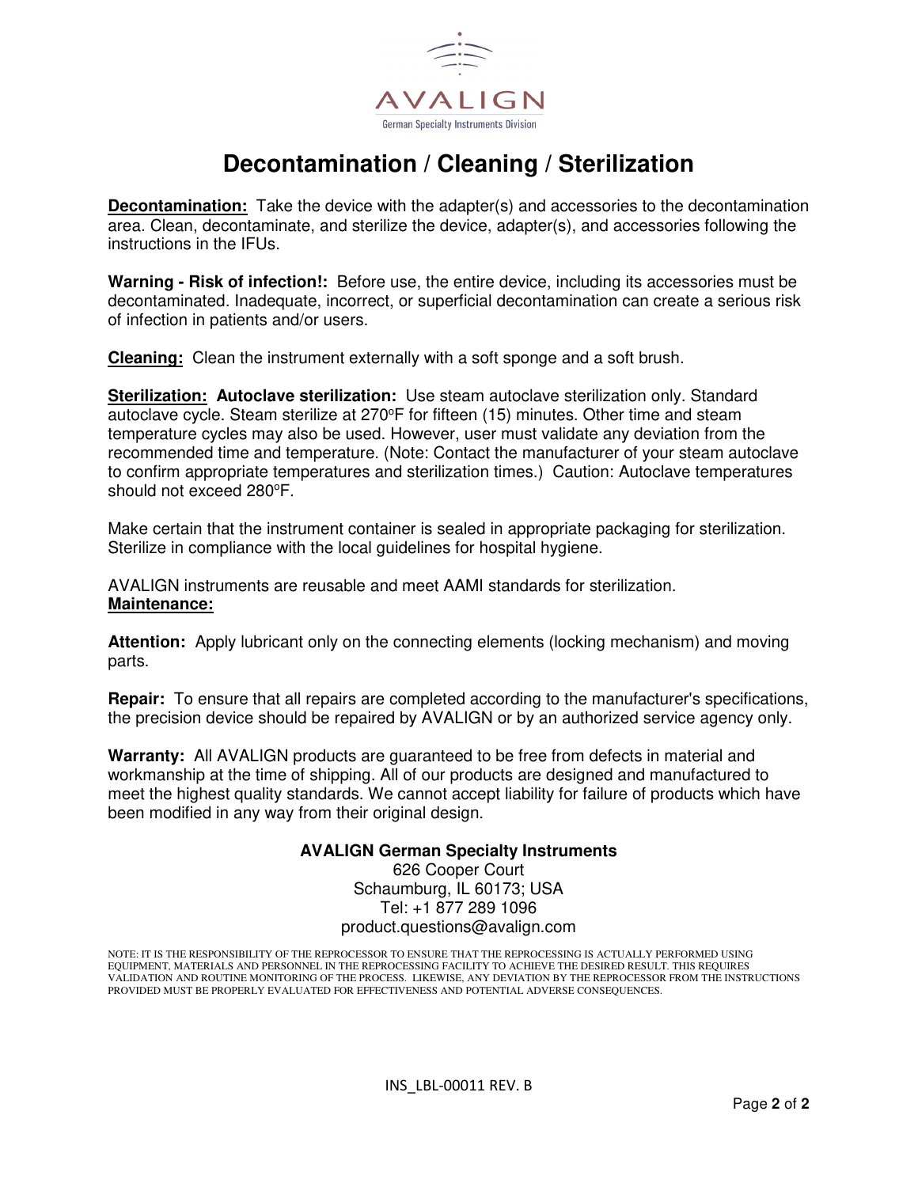AVALIGN

German Specialty Instruments Division

# Decontamination / Cleaning / Sterilization

**Decontamination:** Take the device with the adapter(s) and accessories to the decontamination area. Clean, decontaminate, and sterilize the device, adapter(s), and accessories following the instructions in the IFUs.

**Warning - Risk of infection!:** Before use, the entire device, including its accessories must be decontaminated. Inadequate, incorrect, or superficial decontamination can create a serious risk of infection in patients and/or users.

**Cleaning:** Clean the instrument externally with a soft sponge and a soft brush.

**Sterilization:** **Autoclave sterilization:** Use steam autoclave sterilization only. Standard autoclave cycle. Steam sterilize at 270ºF for fifteen (15) minutes. Other time and steam temperature cycles may also be used. However, user must validate any deviation from the recommended time and temperature. (Note: Contact the manufacturer of your steam autoclave to confirm appropriate temperatures and sterilization times.) Caution: Autoclave temperatures should not exceed 280ºF.

Make certain that the instrument container is sealed in appropriate packaging for sterilization. Sterilize in compliance with the local guidelines for hospital hygiene.

AVALIGN instruments are reusable and meet AAMI standards for sterilization.

**Maintenance:**

**Attention:** Apply lubricant only on the connecting elements (locking mechanism) and moving parts.

**Repair:** To ensure that all repairs are completed according to the manufacturer's specifications, the precision device should be repaired by AVALIGN or by an authorized service agency only.

**Warranty:** All AVALIGN products are guaranteed to be free from defects in material and workmanship at the time of shipping. All of our products are designed and manufactured to meet the highest quality standards. We cannot accept liability for failure of products which have been modified in any way from their original design.

**AVALIGN German Specialty Instruments**
626 Cooper Court
Schaumburg, IL 60173; USA
Tel: +1 877 289 1096
product.questions@avalign.com

NOTE: IT IS THE RESPONSIBILITY OF THE REPROCESSOR TO ENSURE THAT THE REPROCESSING IS ACTUALLY PERFORMED USING EQUIPMENT, MATERIALS AND PERSONNEL IN THE REPROCESSING FACILITY TO ACHIEVE THE DESIRED RESULT. THIS REQUIRES VALIDATION AND ROUTINE MONITORING OF THE PROCESS. LIKEWISE, ANY DEVIATION BY THE REPROCESSOR FROM THE INSTRUCTIONS PROVIDED MUST BE PROPERLY EVALUATED FOR EFFECTIVENESS AND POTENTIAL ADVERSE CONSEQUENCES.

INS_LBL-00011 REV. B